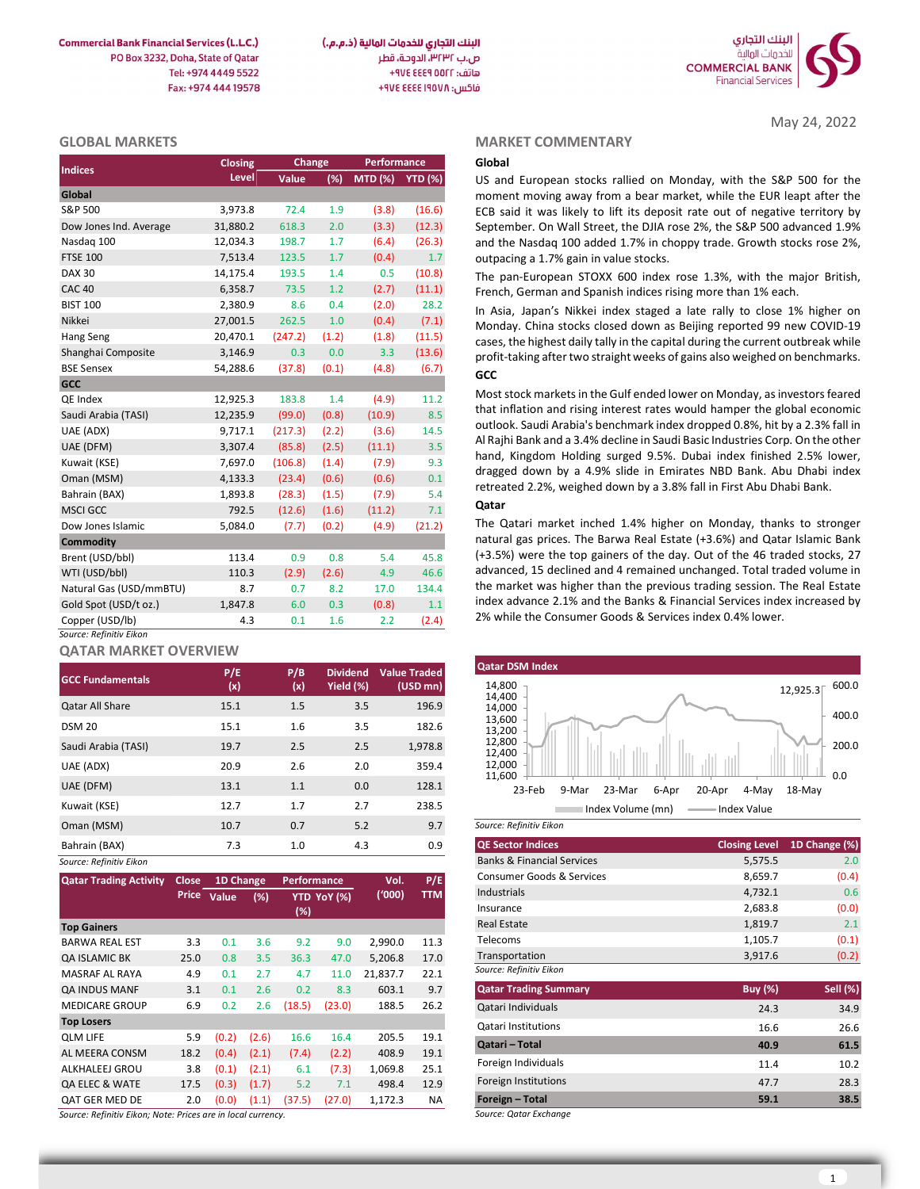Commercial Bank Financial Services (L.L.C.)
PO Box 3232, Doha, State of Qatar
Tel: +974 4449 5522
Fax: +974 444 19578

البنك التجاري للخدمات المالية (ذ.م.م.)
ص.ب ٣٢٣٢، الدوحة، قطر
هاتف: ٥٥٢٢ ٤٤٤٩ ٩٧٤+
فاكس: ١٩٥٧٨ ٤٤٤ ٩٧٤+

May 24, 2022

## GLOBAL MARKETS

| Indices | Closing Level | Change Value | Change (%) | Performance MTD (%) | Performance YTD (%) |
|---|---|---|---|---|---|
| **Global** | | | | | |
| S&P 500 | 3,973.8 | 72.4 | 1.9 | (3.8) | (16.6) |
| Dow Jones Ind. Average | 31,880.2 | 618.3 | 2.0 | (3.3) | (12.3) |
| Nasdaq 100 | 12,034.3 | 198.7 | 1.7 | (6.4) | (26.3) |
| FTSE 100 | 7,513.4 | 123.5 | 1.7 | (0.4) | 1.7 |
| DAX 30 | 14,175.4 | 193.5 | 1.4 | 0.5 | (10.8) |
| CAC 40 | 6,358.7 | 73.5 | 1.2 | (2.7) | (11.1) |
| BIST 100 | 2,380.9 | 8.6 | 0.4 | (2.0) | 28.2 |
| Nikkei | 27,001.5 | 262.5 | 1.0 | (0.4) | (7.1) |
| Hang Seng | 20,470.1 | (247.2) | (1.2) | (1.8) | (11.5) |
| Shanghai Composite | 3,146.9 | 0.3 | 0.0 | 3.3 | (13.6) |
| BSE Sensex | 54,288.6 | (37.8) | (0.1) | (4.8) | (6.7) |
| **GCC** | | | | | |
| QE Index | 12,925.3 | 183.8 | 1.4 | (4.9) | 11.2 |
| Saudi Arabia (TASI) | 12,235.9 | (99.0) | (0.8) | (10.9) | 8.5 |
| UAE (ADX) | 9,717.1 | (217.3) | (2.2) | (3.6) | 14.5 |
| UAE (DFM) | 3,307.4 | (85.8) | (2.5) | (11.1) | 3.5 |
| Kuwait (KSE) | 7,697.0 | (106.8) | (1.4) | (7.9) | 9.3 |
| Oman (MSM) | 4,133.3 | (23.4) | (0.6) | (0.6) | 0.1 |
| Bahrain (BAX) | 1,893.8 | (28.3) | (1.5) | (7.9) | 5.4 |
| MSCI GCC | 792.5 | (12.6) | (1.6) | (11.2) | 7.1 |
| Dow Jones Islamic | 5,084.0 | (7.7) | (0.2) | (4.9) | (21.2) |
| **Commodity** | | | | | |
| Brent (USD/bbl) | 113.4 | 0.9 | 0.8 | 5.4 | 45.8 |
| WTI (USD/bbl) | 110.3 | (2.9) | (2.6) | 4.9 | 46.6 |
| Natural Gas (USD/mmBTU) | 8.7 | 0.7 | 8.2 | 17.0 | 134.4 |
| Gold Spot (USD/t oz.) | 1,847.8 | 6.0 | 0.3 | (0.8) | 1.1 |
| Copper (USD/lb) | 4.3 | 0.1 | 1.6 | 2.2 | (2.4) |

*Source: Refinitiv Eikon*

## MARKET COMMENTARY

### Global

US and European stocks rallied on Monday, with the S&P 500 for the moment moving away from a bear market, while the EUR leapt after the ECB said it was likely to lift its deposit rate out of negative territory by September. On Wall Street, the DJIA rose 2%, the S&P 500 advanced 1.9% and the Nasdaq 100 added 1.7% in choppy trade. Growth stocks rose 2%, outpacing a 1.7% gain in value stocks.

The pan-European STOXX 600 index rose 1.3%, with the major British, French, German and Spanish indices rising more than 1% each.

In Asia, Japan's Nikkei index staged a late rally to close 1% higher on Monday. China stocks closed down as Beijing reported 99 new COVID-19 cases, the highest daily tally in the capital during the current outbreak while profit-taking after two straight weeks of gains also weighed on benchmarks.

### GCC

Most stock markets in the Gulf ended lower on Monday, as investors feared that inflation and rising interest rates would hamper the global economic outlook. Saudi Arabia's benchmark index dropped 0.8%, hit by a 2.3% fall in Al Rajhi Bank and a 3.4% decline in Saudi Basic Industries Corp. On the other hand, Kingdom Holding surged 9.5%. Dubai index finished 2.5% lower, dragged down by a 4.9% slide in Emirates NBD Bank. Abu Dhabi index retreated 2.2%, weighed down by a 3.8% fall in First Abu Dhabi Bank.

### Qatar

The Qatari market inched 1.4% higher on Monday, thanks to stronger natural gas prices. The Barwa Real Estate (+3.6%) and Qatar Islamic Bank (+3.5%) were the top gainers of the day. Out of the 46 traded stocks, 27 advanced, 15 declined and 4 remained unchanged. Total traded volume in the market was higher than the previous trading session. The Real Estate index advance 2.1% and the Banks & Financial Services index increased by 2% while the Consumer Goods & Services index 0.4% lower.

## QATAR MARKET OVERVIEW

| GCC Fundamentals | P/E (x) | P/B (x) | Dividend Yield (%) | Value Traded (USD mn) |
|---|---|---|---|---|
| Qatar All Share | 15.1 | 1.5 | 3.5 | 196.9 |
| DSM 20 | 15.1 | 1.6 | 3.5 | 182.6 |
| Saudi Arabia (TASI) | 19.7 | 2.5 | 2.5 | 1,978.8 |
| UAE (ADX) | 20.9 | 2.6 | 2.0 | 359.4 |
| UAE (DFM) | 13.1 | 1.1 | 0.0 | 128.1 |
| Kuwait (KSE) | 12.7 | 1.7 | 2.7 | 238.5 |
| Oman (MSM) | 10.7 | 0.7 | 5.2 | 9.7 |
| Bahrain (BAX) | 7.3 | 1.0 | 4.3 | 0.9 |

*Source: Refinitiv Eikon*

| Qatar Trading Activity | Close Price | 1D Change Value | 1D Change (%) | Performance YTD (%) | Performance YoY (%) | Vol. ('000) | P/E TTM |
|---|---|---|---|---|---|---|---|
| **Top Gainers** | | | | | | | |
| BARWA REAL EST | 3.3 | 0.1 | 3.6 | 9.2 | 9.0 | 2,990.0 | 11.3 |
| QA ISLAMIC BK | 25.0 | 0.8 | 3.5 | 36.3 | 47.0 | 5,206.8 | 17.0 |
| MASRAF AL RAYA | 4.9 | 0.1 | 2.7 | 4.7 | 11.0 | 21,837.7 | 22.1 |
| QA INDUS MANF | 3.1 | 0.1 | 2.6 | 0.2 | 8.3 | 603.1 | 9.7 |
| MEDICARE GROUP | 6.9 | 0.2 | 2.6 | (18.5) | (23.0) | 188.5 | 26.2 |
| **Top Losers** | | | | | | | |
| QLM LIFE | 5.9 | (0.2) | (2.6) | 16.6 | 16.4 | 205.5 | 19.1 |
| AL MEERA CONSM | 18.2 | (0.4) | (2.1) | (7.4) | (2.2) | 408.9 | 19.1 |
| ALKHALEEJ GROU | 3.8 | (0.1) | (2.1) | 6.1 | (7.3) | 1,069.8 | 25.1 |
| QA ELEC & WATE | 17.5 | (0.3) | (1.7) | 5.2 | 7.1 | 498.4 | 12.9 |
| QAT GER MED DE | 2.0 | (0.0) | (1.1) | (37.5) | (27.0) | 1,172.3 | NA |

*Source: Refinitiv Eikon; Note: Prices are in local currency.*

**Qatar DSM Index**

Index Volume (mn) / Index Value — 12,925.3

*Source: Refinitiv Eikon*

| QE Sector Indices | Closing Level | 1D Change (%) |
|---|---|---|
| Banks & Financial Services | 5,575.5 | 2.0 |
| Consumer Goods & Services | 8,659.7 | (0.4) |
| Industrials | 4,732.1 | 0.6 |
| Insurance | 2,683.8 | (0.0) |
| Real Estate | 1,819.7 | 2.1 |
| Telecoms | 1,105.7 | (0.1) |
| Transportation | 3,917.6 | (0.2) |

*Source: Refinitiv Eikon*

| Qatar Trading Summary | Buy (%) | Sell (%) |
|---|---|---|
| Qatari Individuals | 24.3 | 34.9 |
| Qatari Institutions | 16.6 | 26.6 |
| **Qatari – Total** | **40.9** | **61.5** |
| Foreign Individuals | 11.4 | 10.2 |
| Foreign Institutions | 47.7 | 28.3 |
| **Foreign – Total** | **59.1** | **38.5** |

*Source: Qatar Exchange*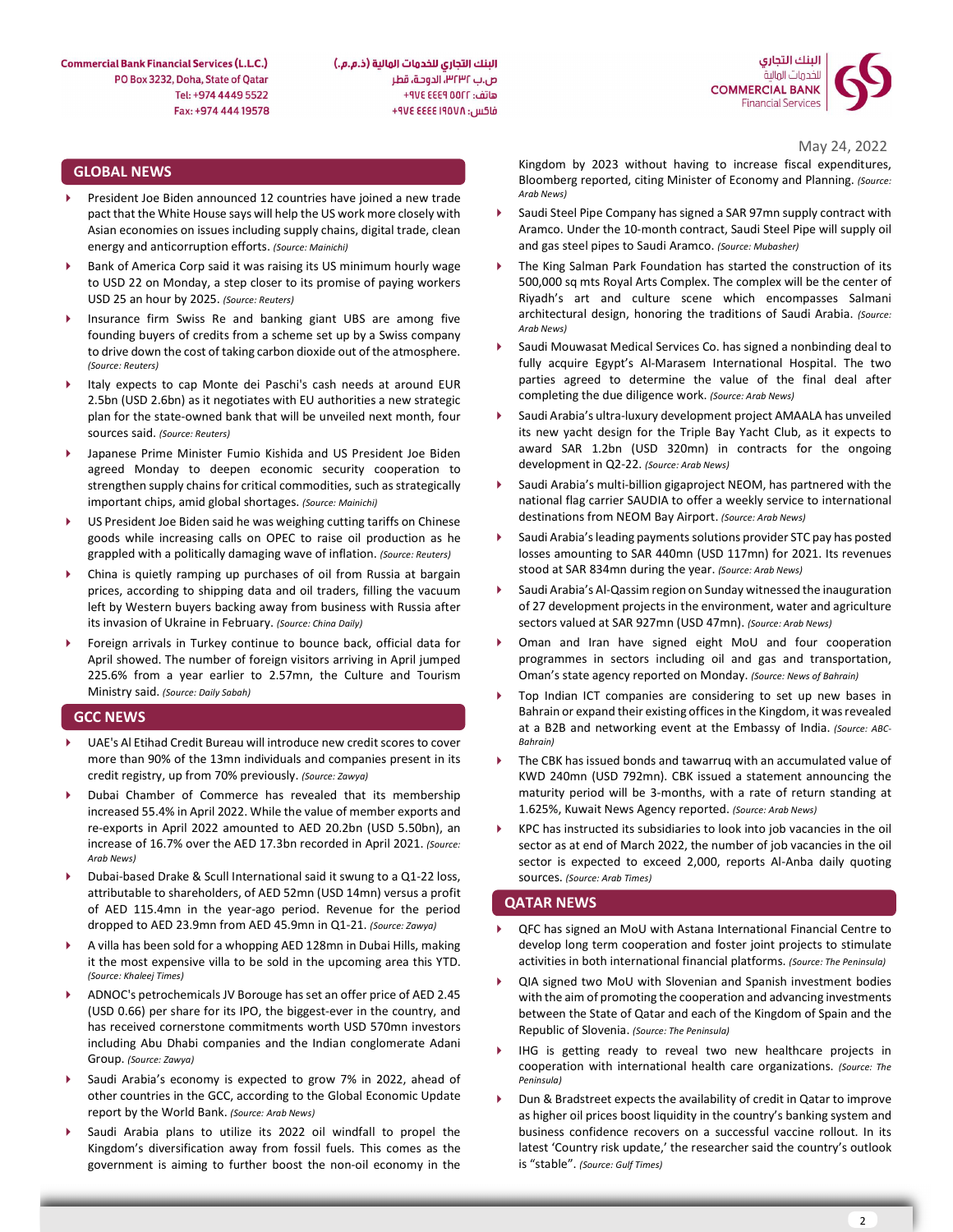May 24, 2022

## GLOBAL NEWS

- President Joe Biden announced 12 countries have joined a new trade pact that the White House says will help the US work more closely with Asian economies on issues including supply chains, digital trade, clean energy and anticorruption efforts. *(Source: Mainichi)*
- Bank of America Corp said it was raising its US minimum hourly wage to USD 22 on Monday, a step closer to its promise of paying workers USD 25 an hour by 2025. *(Source: Reuters)*
- Insurance firm Swiss Re and banking giant UBS are among five founding buyers of credits from a scheme set up by a Swiss company to drive down the cost of taking carbon dioxide out of the atmosphere. *(Source: Reuters)*
- Italy expects to cap Monte dei Paschi's cash needs at around EUR 2.5bn (USD 2.6bn) as it negotiates with EU authorities a new strategic plan for the state-owned bank that will be unveiled next month, four sources said. *(Source: Reuters)*
- Japanese Prime Minister Fumio Kishida and US President Joe Biden agreed Monday to deepen economic security cooperation to strengthen supply chains for critical commodities, such as strategically important chips, amid global shortages. *(Source: Mainichi)*
- US President Joe Biden said he was weighing cutting tariffs on Chinese goods while increasing calls on OPEC to raise oil production as he grappled with a politically damaging wave of inflation. *(Source: Reuters)*
- China is quietly ramping up purchases of oil from Russia at bargain prices, according to shipping data and oil traders, filling the vacuum left by Western buyers backing away from business with Russia after its invasion of Ukraine in February. *(Source: China Daily)*
- Foreign arrivals in Turkey continue to bounce back, official data for April showed. The number of foreign visitors arriving in April jumped 225.6% from a year earlier to 2.57mn, the Culture and Tourism Ministry said. *(Source: Daily Sabah)*

## GCC NEWS

- UAE's Al Etihad Credit Bureau will introduce new credit scores to cover more than 90% of the 13mn individuals and companies present in its credit registry, up from 70% previously. *(Source: Zawya)*
- Dubai Chamber of Commerce has revealed that its membership increased 55.4% in April 2022. While the value of member exports and re-exports in April 2022 amounted to AED 20.2bn (USD 5.50bn), an increase of 16.7% over the AED 17.3bn recorded in April 2021. *(Source: Arab News)*
- Dubai-based Drake & Scull International said it swung to a Q1-22 loss, attributable to shareholders, of AED 52mn (USD 14mn) versus a profit of AED 115.4mn in the year-ago period. Revenue for the period dropped to AED 23.9mn from AED 45.9mn in Q1-21. *(Source: Zawya)*
- A villa has been sold for a whopping AED 128mn in Dubai Hills, making it the most expensive villa to be sold in the upcoming area this YTD. *(Source: Khaleej Times)*
- ADNOC's petrochemicals JV Borouge has set an offer price of AED 2.45 (USD 0.66) per share for its IPO, the biggest-ever in the country, and has received cornerstone commitments worth USD 570mn investors including Abu Dhabi companies and the Indian conglomerate Adani Group. *(Source: Zawya)*
- Saudi Arabia's economy is expected to grow 7% in 2022, ahead of other countries in the GCC, according to the Global Economic Update report by the World Bank. *(Source: Arab News)*
- Saudi Arabia plans to utilize its 2022 oil windfall to propel the Kingdom's diversification away from fossil fuels. This comes as the government is aiming to further boost the non-oil economy in the Kingdom by 2023 without having to increase fiscal expenditures, Bloomberg reported, citing Minister of Economy and Planning. *(Source: Arab News)*
- Saudi Steel Pipe Company has signed a SAR 97mn supply contract with Aramco. Under the 10-month contract, Saudi Steel Pipe will supply oil and gas steel pipes to Saudi Aramco. *(Source: Mubasher)*
- The King Salman Park Foundation has started the construction of its 500,000 sq mts Royal Arts Complex. The complex will be the center of Riyadh's art and culture scene which encompasses Salmani architectural design, honoring the traditions of Saudi Arabia. *(Source: Arab News)*
- Saudi Mouwasat Medical Services Co. has signed a nonbinding deal to fully acquire Egypt's Al-Marasem International Hospital. The two parties agreed to determine the value of the final deal after completing the due diligence work. *(Source: Arab News)*
- Saudi Arabia's ultra-luxury development project AMAALA has unveiled its new yacht design for the Triple Bay Yacht Club, as it expects to award SAR 1.2bn (USD 320mn) in contracts for the ongoing development in Q2-22. *(Source: Arab News)*
- Saudi Arabia's multi-billion gigaproject NEOM, has partnered with the national flag carrier SAUDIA to offer a weekly service to international destinations from NEOM Bay Airport. *(Source: Arab News)*
- Saudi Arabia's leading payments solutions provider STC pay has posted losses amounting to SAR 440mn (USD 117mn) for 2021. Its revenues stood at SAR 834mn during the year. *(Source: Arab News)*
- Saudi Arabia's Al-Qassim region on Sunday witnessed the inauguration of 27 development projects in the environment, water and agriculture sectors valued at SAR 927mn (USD 47mn). *(Source: Arab News)*
- Oman and Iran have signed eight MoU and four cooperation programmes in sectors including oil and gas and transportation, Oman's state agency reported on Monday. *(Source: News of Bahrain)*
- Top Indian ICT companies are considering to set up new bases in Bahrain or expand their existing offices in the Kingdom, it was revealed at a B2B and networking event at the Embassy of India. *(Source: ABC-Bahrain)*
- The CBK has issued bonds and tawarruq with an accumulated value of KWD 240mn (USD 792mn). CBK issued a statement announcing the maturity period will be 3-months, with a rate of return standing at 1.625%, Kuwait News Agency reported. *(Source: Arab News)*
- KPC has instructed its subsidiaries to look into job vacancies in the oil sector as at end of March 2022, the number of job vacancies in the oil sector is expected to exceed 2,000, reports Al-Anba daily quoting sources. *(Source: Arab Times)*

## QATAR NEWS

- QFC has signed an MoU with Astana International Financial Centre to develop long term cooperation and foster joint projects to stimulate activities in both international financial platforms. *(Source: The Peninsula)*
- QIA signed two MoU with Slovenian and Spanish investment bodies with the aim of promoting the cooperation and advancing investments between the State of Qatar and each of the Kingdom of Spain and the Republic of Slovenia. *(Source: The Peninsula)*
- IHG is getting ready to reveal two new healthcare projects in cooperation with international health care organizations. *(Source: The Peninsula)*
- Dun & Bradstreet expects the availability of credit in Qatar to improve as higher oil prices boost liquidity in the country's banking system and business confidence recovers on a successful vaccine rollout. In its latest 'Country risk update,' the researcher said the country's outlook is "stable". *(Source: Gulf Times)*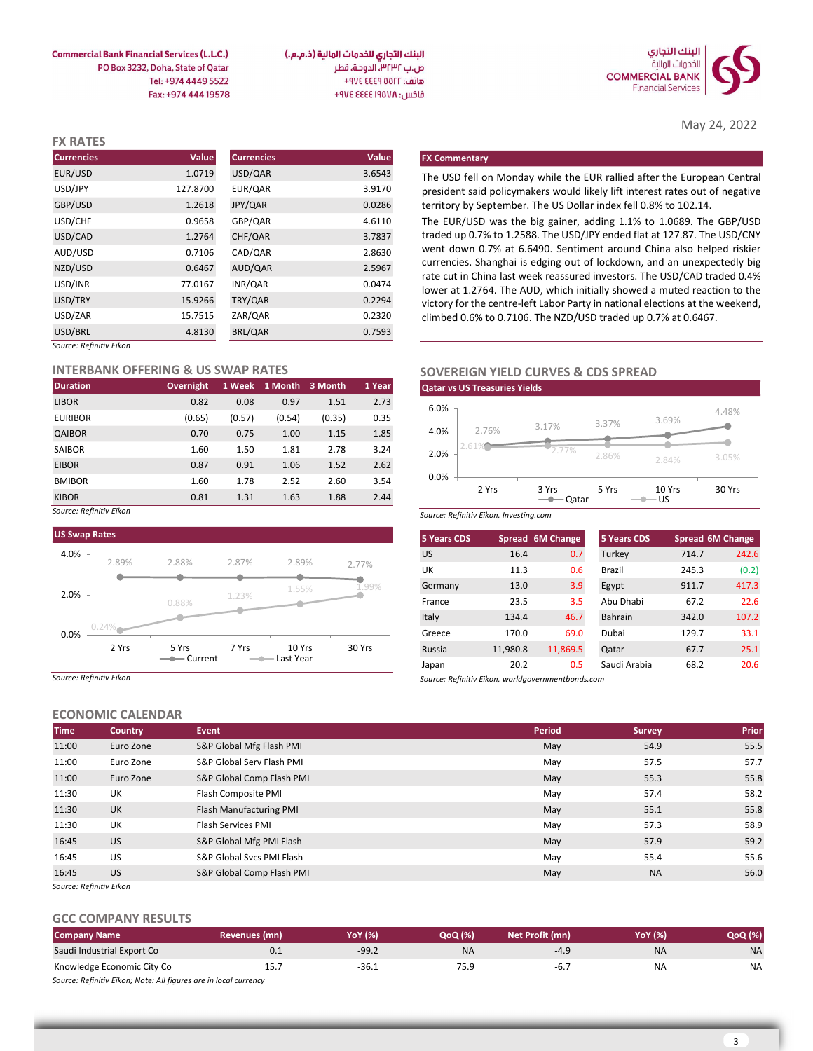Commercial Bank Financial Services (L.L.C.)
PO Box 3232, Doha, State of Qatar
Tel: +974 4449 5522
Fax: +974 444 19578

البنك التجاري للخدمات المالية (ذ.م.م.)
ص.ب ٣٢٣٢، الدوحة، قطر
هاتف: ٥٥٢٢ ٤٤٤٩ ٩٧٤+
فاكس: ١٩٥٧٨ ٤٤٤٤ ٩٧٤+

البنك التجاري للخدمات المالية
COMMERCIAL BANK Financial Services

May 24, 2022

## FX RATES

| Currencies | Value | Currencies | Value |
|---|---|---|---|
| EUR/USD | 1.0719 | USD/QAR | 3.6543 |
| USD/JPY | 127.8700 | EUR/QAR | 3.9170 |
| GBP/USD | 1.2618 | JPY/QAR | 0.0286 |
| USD/CHF | 0.9658 | GBP/QAR | 4.6110 |
| USD/CAD | 1.2764 | CHF/QAR | 3.7837 |
| AUD/USD | 0.7106 | CAD/QAR | 2.8630 |
| NZD/USD | 0.6467 | AUD/QAR | 2.5967 |
| USD/INR | 77.0167 | INR/QAR | 0.0474 |
| USD/TRY | 15.9266 | TRY/QAR | 0.2294 |
| USD/ZAR | 15.7515 | ZAR/QAR | 0.2320 |
| USD/BRL | 4.8130 | BRL/QAR | 0.7593 |

*Source: Refinitiv Eikon*

### FX Commentary

The USD fell on Monday while the EUR rallied after the European Central president said policymakers would likely lift interest rates out of negative territory by September. The US Dollar index fell 0.8% to 102.14.

The EUR/USD was the big gainer, adding 1.1% to 1.0689. The GBP/USD traded up 0.7% to 1.2588. The USD/JPY ended flat at 127.87. The USD/CNY went down 0.7% at 6.6490. Sentiment around China also helped riskier currencies. Shanghai is edging out of lockdown, and an unexpectedly big rate cut in China last week reassured investors. The USD/CAD traded 0.4% lower at 1.2764. The AUD, which initially showed a muted reaction to the victory for the centre-left Labor Party in national elections at the weekend, climbed 0.6% to 0.7106. The NZD/USD traded up 0.7% at 0.6467.

## INTERBANK OFFERING & US SWAP RATES

| Duration | Overnight | 1 Week | 1 Month | 3 Month | 1 Year |
|---|---|---|---|---|---|
| LIBOR | 0.82 | 0.08 | 0.97 | 1.51 | 2.73 |
| EURIBOR | (0.65) | (0.57) | (0.54) | (0.35) | 0.35 |
| QAIBOR | 0.70 | 0.75 | 1.00 | 1.15 | 1.85 |
| SAIBOR | 1.60 | 1.50 | 1.81 | 2.78 | 3.24 |
| EIBOR | 0.87 | 0.91 | 1.06 | 1.52 | 2.62 |
| BMIBOR | 1.60 | 1.78 | 2.52 | 2.60 | 3.54 |
| KIBOR | 0.81 | 1.31 | 1.63 | 1.88 | 2.44 |

*Source: Refinitiv Eikon*

### US Swap Rates

| | 2 Yrs | 5 Yrs | 7 Yrs | 10 Yrs | 30 Yrs |
|---|---|---|---|---|---|
| Current | 2.89% | 2.88% | 2.87% | 2.89% | 2.77% |
| Last Year | 0.24% | 0.88% | 1.23% | 1.55% | 1.99% |

*Source: Refinitiv Eikon*

## SOVEREIGN YIELD CURVES & CDS SPREAD

### Qatar vs US Treasuries Yields

| | 2 Yrs | 3 Yrs | 5 Yrs | 10 Yrs | 30 Yrs |
|---|---|---|---|---|---|
| Qatar | 2.76% | 3.17% | 3.37% | 3.69% | 4.48% |
| US | 2.61% | 2.77% | 2.86% | 2.84% | 3.05% |

*Source: Refinitiv Eikon, Investing.com*

| 5 Years CDS | Spread | 6M Change | 5 Years CDS | Spread | 6M Change |
|---|---|---|---|---|---|
| US | 16.4 | 0.7 | Turkey | 714.7 | 242.6 |
| UK | 11.3 | 0.6 | Brazil | 245.3 | (0.2) |
| Germany | 13.0 | 3.9 | Egypt | 911.7 | 417.3 |
| France | 23.5 | 3.5 | Abu Dhabi | 67.2 | 22.6 |
| Italy | 134.4 | 46.7 | Bahrain | 342.0 | 107.2 |
| Greece | 170.0 | 69.0 | Dubai | 129.7 | 33.1 |
| Russia | 11,980.8 | 11,869.5 | Qatar | 67.7 | 25.1 |
| Japan | 20.2 | 0.5 | Saudi Arabia | 68.2 | 20.6 |

*Source: Refinitiv Eikon, worldgovernmentbonds.com*

## ECONOMIC CALENDAR

| Time | Country | Event | Period | Survey | Prior |
|---|---|---|---|---|---|
| 11:00 | Euro Zone | S&P Global Mfg Flash PMI | May | 54.9 | 55.5 |
| 11:00 | Euro Zone | S&P Global Serv Flash PMI | May | 57.5 | 57.7 |
| 11:00 | Euro Zone | S&P Global Comp Flash PMI | May | 55.3 | 55.8 |
| 11:30 | UK | Flash Composite PMI | May | 57.4 | 58.2 |
| 11:30 | UK | Flash Manufacturing PMI | May | 55.1 | 55.8 |
| 11:30 | UK | Flash Services PMI | May | 57.3 | 58.9 |
| 16:45 | US | S&P Global Mfg PMI Flash | May | 57.9 | 59.2 |
| 16:45 | US | S&P Global Svcs PMI Flash | May | 55.4 | 55.6 |
| 16:45 | US | S&P Global Comp Flash PMI | May | NA | 56.0 |

*Source: Refinitiv Eikon*

## GCC COMPANY RESULTS

| Company Name | Revenues (mn) | YoY (%) | QoQ (%) | Net Profit (mn) | YoY (%) | QoQ (%) |
|---|---|---|---|---|---|---|
| Saudi Industrial Export Co | 0.1 | -99.2 | NA | -4.9 | NA | NA |
| Knowledge Economic City Co | 15.7 | -36.1 | 75.9 | -6.7 | NA | NA |

*Source: Refinitiv Eikon; Note: All figures are in local currency*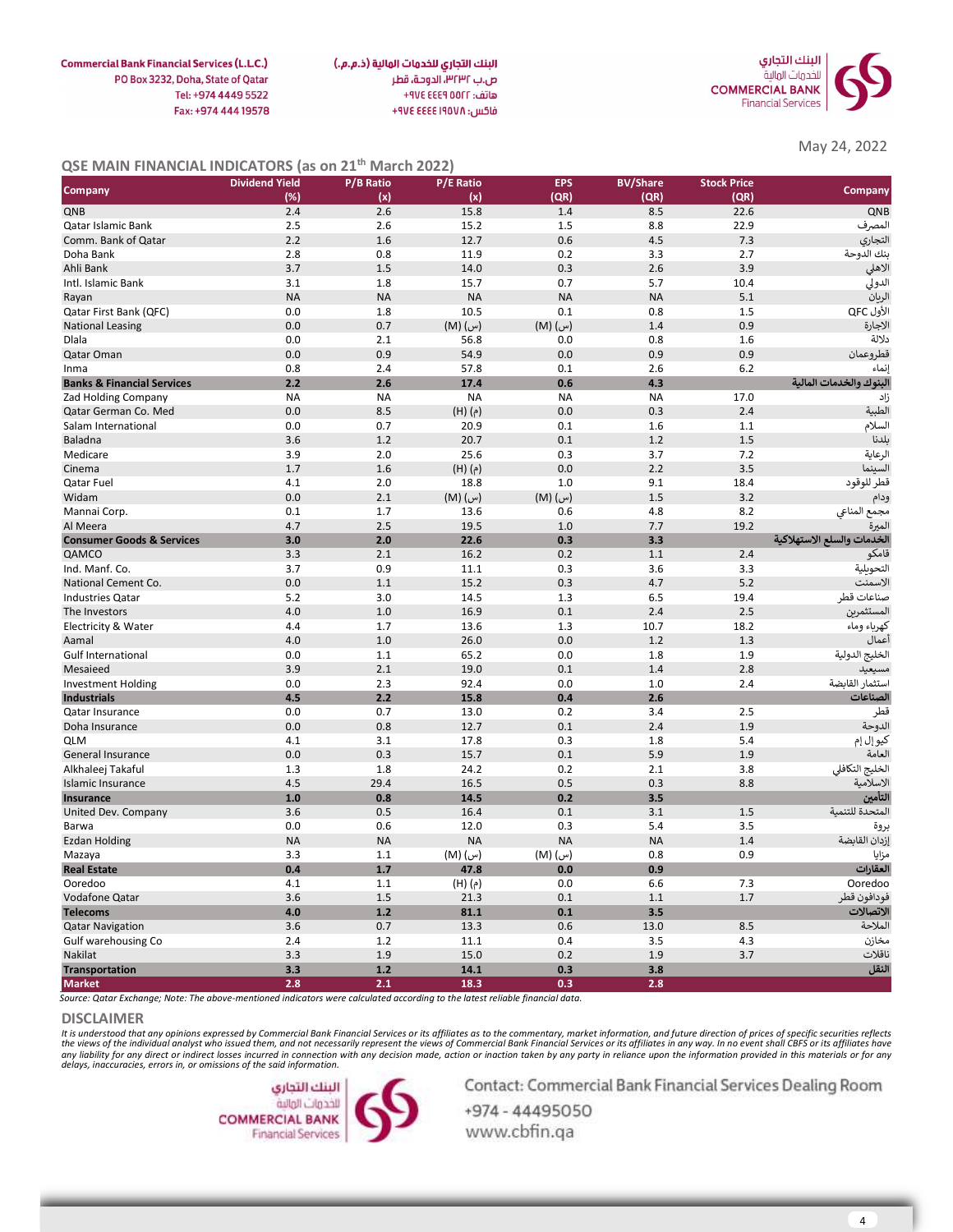Commercial Bank Financial Services (L.L.C.)
PO Box 3232, Doha, State of Qatar
Tel: +974 4449 5522
Fax: +974 444 19578

البنك التجاري للخدمات المالية (ذ.م.م.)
ص.ب ٣٢٣٢، الدوحة، قطر
هاتف: ٥٥٢٢ ٤٤٤٩ ٩٧٤+
فاكس: ١٩٥٧٨ ٤٤٤٤ ٩٧٤+

May 24, 2022

## QSE MAIN FINANCIAL INDICATORS (as on 21th March 2022)

| Company | Dividend Yield (%) | P/B Ratio (x) | P/E Ratio (x) | EPS (QR) | BV/Share (QR) | Stock Price (QR) | Company |
|---|---|---|---|---|---|---|---|
| QNB | 2.4 | 2.6 | 15.8 | 1.4 | 8.5 | 22.6 | QNB |
| Qatar Islamic Bank | 2.5 | 2.6 | 15.2 | 1.5 | 8.8 | 22.9 | المصرف |
| Comm. Bank of Qatar | 2.2 | 1.6 | 12.7 | 0.6 | 4.5 | 7.3 | التجاري |
| Doha Bank | 2.8 | 0.8 | 11.9 | 0.2 | 3.3 | 2.7 | بنك الدوحة |
| Ahli Bank | 3.7 | 1.5 | 14.0 | 0.3 | 2.6 | 3.9 | الاهلي |
| Intl. Islamic Bank | 3.1 | 1.8 | 15.7 | 0.7 | 5.7 | 10.4 | الدولي |
| Rayan | NA | NA | NA | NA | NA | 5.1 | الريان |
| Qatar First Bank (QFC) | 0.0 | 1.8 | 10.5 | 0.1 | 0.8 | 1.5 | الأول QFC |
| National Leasing | 0.0 | 0.7 | (س) (M) | (س) (M) | 1.4 | 0.9 | الاجارة |
| Dlala | 0.0 | 2.1 | 56.8 | 0.0 | 0.8 | 1.6 | دلالة |
| Qatar Oman | 0.0 | 0.9 | 54.9 | 0.0 | 0.9 | 0.9 | قطروعمان |
| Inma | 0.8 | 2.4 | 57.8 | 0.1 | 2.6 | 6.2 | إنماء |
| **Banks & Financial Services** | **2.2** | **2.6** | **17.4** | **0.6** | **4.3** | | **البنوك والخدمات المالية** |
| Zad Holding Company | NA | NA | NA | NA | NA | 17.0 | زاد |
| Qatar German Co. Med | 0.0 | 8.5 | (م) (H) | 0.0 | 0.3 | 2.4 | الطبية |
| Salam International | 0.0 | 0.7 | 20.9 | 0.1 | 1.6 | 1.1 | السلام |
| Baladna | 3.6 | 1.2 | 20.7 | 0.1 | 1.2 | 1.5 | بلدنا |
| Medicare | 3.9 | 2.0 | 25.6 | 0.3 | 3.7 | 7.2 | الرعاية |
| Cinema | 1.7 | 1.6 | (م) (H) | 0.0 | 2.2 | 3.5 | السينما |
| Qatar Fuel | 4.1 | 2.0 | 18.8 | 1.0 | 9.1 | 18.4 | قطر للوقود |
| Widam | 0.0 | 2.1 | (س) (M) | (س) (M) | 1.5 | 3.2 | ودام |
| Mannai Corp. | 0.1 | 1.7 | 13.6 | 0.6 | 4.8 | 8.2 | مجمع المناعي |
| Al Meera | 4.7 | 2.5 | 19.5 | 1.0 | 7.7 | 19.2 | الميرة |
| **Consumer Goods & Services** | **3.0** | **2.0** | **22.6** | **0.3** | **3.3** | | **الخدمات والسلع الاستهلاكية** |
| QAMCO | 3.3 | 2.1 | 16.2 | 0.2 | 1.1 | 2.4 | قامكو |
| Ind. Manf. Co. | 3.7 | 0.9 | 11.1 | 0.3 | 3.6 | 3.3 | التحويلية |
| National Cement Co. | 0.0 | 1.1 | 15.2 | 0.3 | 4.7 | 5.2 | الاسمنت |
| Industries Qatar | 5.2 | 3.0 | 14.5 | 1.3 | 6.5 | 19.4 | صناعات قطر |
| The Investors | 4.0 | 1.0 | 16.9 | 0.1 | 2.4 | 2.5 | المستثمرين |
| Electricity & Water | 4.4 | 1.7 | 13.6 | 1.3 | 10.7 | 18.2 | كهرباء وماء |
| Aamal | 4.0 | 1.0 | 26.0 | 0.0 | 1.2 | 1.3 | أعمال |
| Gulf International | 0.0 | 1.1 | 65.2 | 0.0 | 1.8 | 1.9 | الخليج الدولية |
| Mesaieed | 3.9 | 2.1 | 19.0 | 0.1 | 1.4 | 2.8 | مسيعيد |
| Investment Holding | 0.0 | 2.3 | 92.4 | 0.0 | 1.0 | 2.4 | استثمار القابضة |
| **Industrials** | **4.5** | **2.2** | **15.8** | **0.4** | **2.6** | | **الصناعات** |
| Qatar Insurance | 0.0 | 0.7 | 13.0 | 0.2 | 3.4 | 2.5 | قطر |
| Doha Insurance | 0.0 | 0.8 | 12.7 | 0.1 | 2.4 | 1.9 | الدوحة |
| QLM | 4.1 | 3.1 | 17.8 | 0.3 | 1.8 | 5.4 | كيو إل إم |
| General Insurance | 0.0 | 0.3 | 15.7 | 0.1 | 5.9 | 1.9 | العامة |
| Alkhaleej Takaful | 1.3 | 1.8 | 24.2 | 0.2 | 2.1 | 3.8 | الخليج التكافلي |
| Islamic Insurance | 4.5 | 29.4 | 16.5 | 0.5 | 0.3 | 8.8 | الاسلامية |
| **Insurance** | **1.0** | **0.8** | **14.5** | **0.2** | **3.5** | | **التأمين** |
| United Dev. Company | 3.6 | 0.5 | 16.4 | 0.1 | 3.1 | 1.5 | المتحدة للتنمية |
| Barwa | 0.0 | 0.6 | 12.0 | 0.3 | 5.4 | 3.5 | بروة |
| Ezdan Holding | NA | NA | NA | NA | NA | 1.4 | إزدان القابضة |
| Mazaya | 3.3 | 1.1 | (س) (M) | (س) (M) | 0.8 | 0.9 | مزايا |
| **Real Estate** | **0.4** | **1.7** | **47.8** | **0.0** | **0.9** | | **العقارات** |
| Ooredoo | 4.1 | 1.1 | (م) (H) | 0.0 | 6.6 | 7.3 | Ooredoo |
| Vodafone Qatar | 3.6 | 1.5 | 21.3 | 0.1 | 1.1 | 1.7 | فودافون قطر |
| **Telecoms** | **4.0** | **1.2** | **81.1** | **0.1** | **3.5** | | **الاتصالات** |
| Qatar Navigation | 3.6 | 0.7 | 13.3 | 0.6 | 13.0 | 8.5 | الملاحة |
| Gulf warehousing Co | 2.4 | 1.2 | 11.1 | 0.4 | 3.5 | 4.3 | مخازن |
| Nakilat | 3.3 | 1.9 | 15.0 | 0.2 | 1.9 | 3.7 | ناقلات |
| **Transportation** | **3.3** | **1.2** | **14.1** | **0.3** | **3.8** | | **النقل** |
| **Market** | **2.8** | **2.1** | **18.3** | **0.3** | **2.8** | | |

*Source: Qatar Exchange; Note: The above-mentioned indicators were calculated according to the latest reliable financial data.*

## DISCLAIMER

*It is understood that any opinions expressed by Commercial Bank Financial Services or its affiliates as to the commentary, market information, and future direction of prices of specific securities reflects the views of the individual analyst who issued them, and not necessarily represent the views of Commercial Bank Financial Services or its affiliates in any way. In no event shall CBFS or its affiliates have any liability for any direct or indirect losses incurred in connection with any decision made, action or inaction taken by any party in reliance upon the information provided in this materials or for any delays, inaccuracies, errors in, or omissions of the said information.*

Contact: Commercial Bank Financial Services Dealing Room
+974 - 44495050
www.cbfin.qa